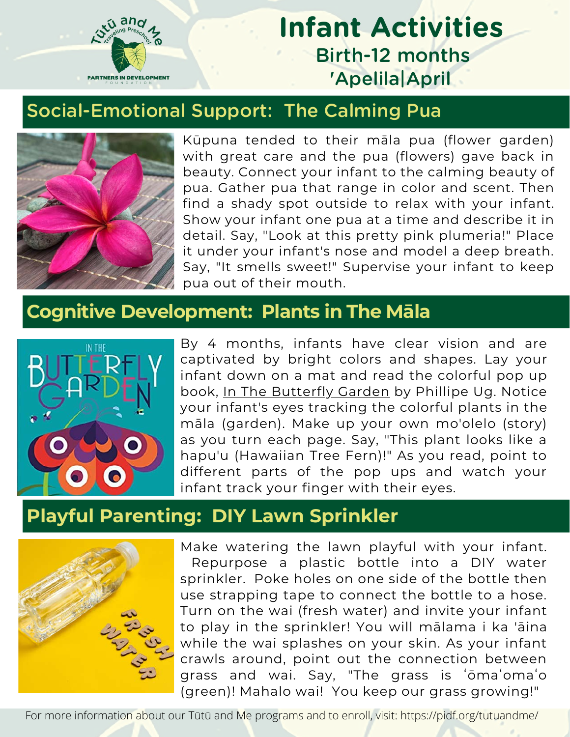# Infant Activities

## Birth-12 months

## 'Apelila|April

## Social-Emotional Support: The Calming Pua

Kūpuna tended to their māla pua (flower garden) with great care and the pua (flowers) gave back in beauty. Connect your infant to the calming beauty of pua. Gather pua that range in color and scent. Then find a shady spot outside to relax with your infant. Show your infant one pua at a time and describe it in detail. Say, "Look at this pretty pink plumeria!" Place it under your infant's nose and model a deep breath. Say, "It smells sweet!" Supervise your infant to keep pua out of their mouth.

## Cognitive Development: Plants in The Māla

By 4 months, infants have clear vision and are captivated by bright colors and shapes. Lay your infant down on a mat and read the colorful pop up book, In The Butterfly Garden by Phillipe Ug. Notice your infant's eyes tracking the colorful plants in the māla (garden). Make up your own mo'olelo (story) as you turn each page. Say, "This plant looks like a hapu'u (Hawaiian Tree Fern)!" As you read, point to different parts of the pop ups and watch your infant track your finger with their eyes.

## Playful Parenting: DIY Lawn Sprinkler

Make watering the lawn playful with your infant. Repurpose a plastic bottle into a DIY water sprinkler. Poke holes on one side of the bottle then use strapping tape to connect the bottle to a hose. Turn on the wai (fresh water) and invite your infant to play in the sprinkler! You will mālama i ka 'āina while the wai splashes on your skin. As your infant crawls around, point out the connection between grass and wai. Say, "The grass is ʻōmaʻomaʻo (green)! Mahalo wai! You keep our grass growing!"

For more information about our Tūtū and Me programs and to enroll, visit: https://pidf.org/tutuandme/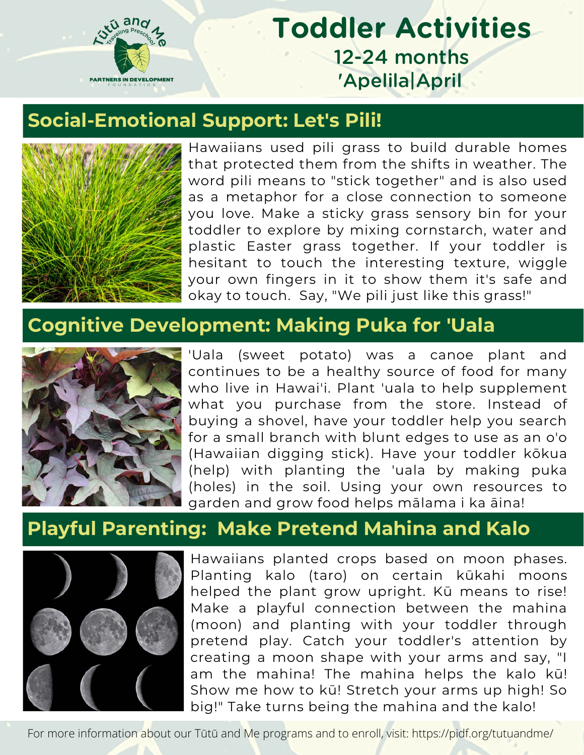Tūtū and Me Traveling Preschool

PARTNERS IN DEVELOPMENT FOUNDATION

# Toddler Activities

## 12-24 months
## 'Apelila|April

## Social-Emotional Support: Let's Pili!

Hawaiians used pili grass to build durable homes that protected them from the shifts in weather. The word pili means to "stick together" and is also used as a metaphor for a close connection to someone you love. Make a sticky grass sensory bin for your toddler to explore by mixing cornstarch, water and plastic Easter grass together. If your toddler is hesitant to touch the interesting texture, wiggle your own fingers in it to show them it's safe and okay to touch. Say, "We pili just like this grass!"

## Cognitive Development: Making Puka for 'Uala

'Uala (sweet potato) was a canoe plant and continues to be a healthy source of food for many who live in Hawai'i. Plant 'uala to help supplement what you purchase from the store. Instead of buying a shovel, have your toddler help you search for a small branch with blunt edges to use as an o'o (Hawaiian digging stick). Have your toddler kōkua (help) with planting the 'uala by making puka (holes) in the soil. Using your own resources to garden and grow food helps mālama i ka āina!

## Playful Parenting: Make Pretend Mahina and Kalo

Hawaiians planted crops based on moon phases. Planting kalo (taro) on certain kūkahi moons helped the plant grow upright. Kū means to rise! Make a playful connection between the mahina (moon) and planting with your toddler through pretend play. Catch your toddler's attention by creating a moon shape with your arms and say, "I am the mahina! The mahina helps the kalo kū! Show me how to kū! Stretch your arms up high! So big!" Take turns being the mahina and the kalo!

For more information about our Tūtū and Me programs and to enroll, visit: https://pidf.org/tutuandme/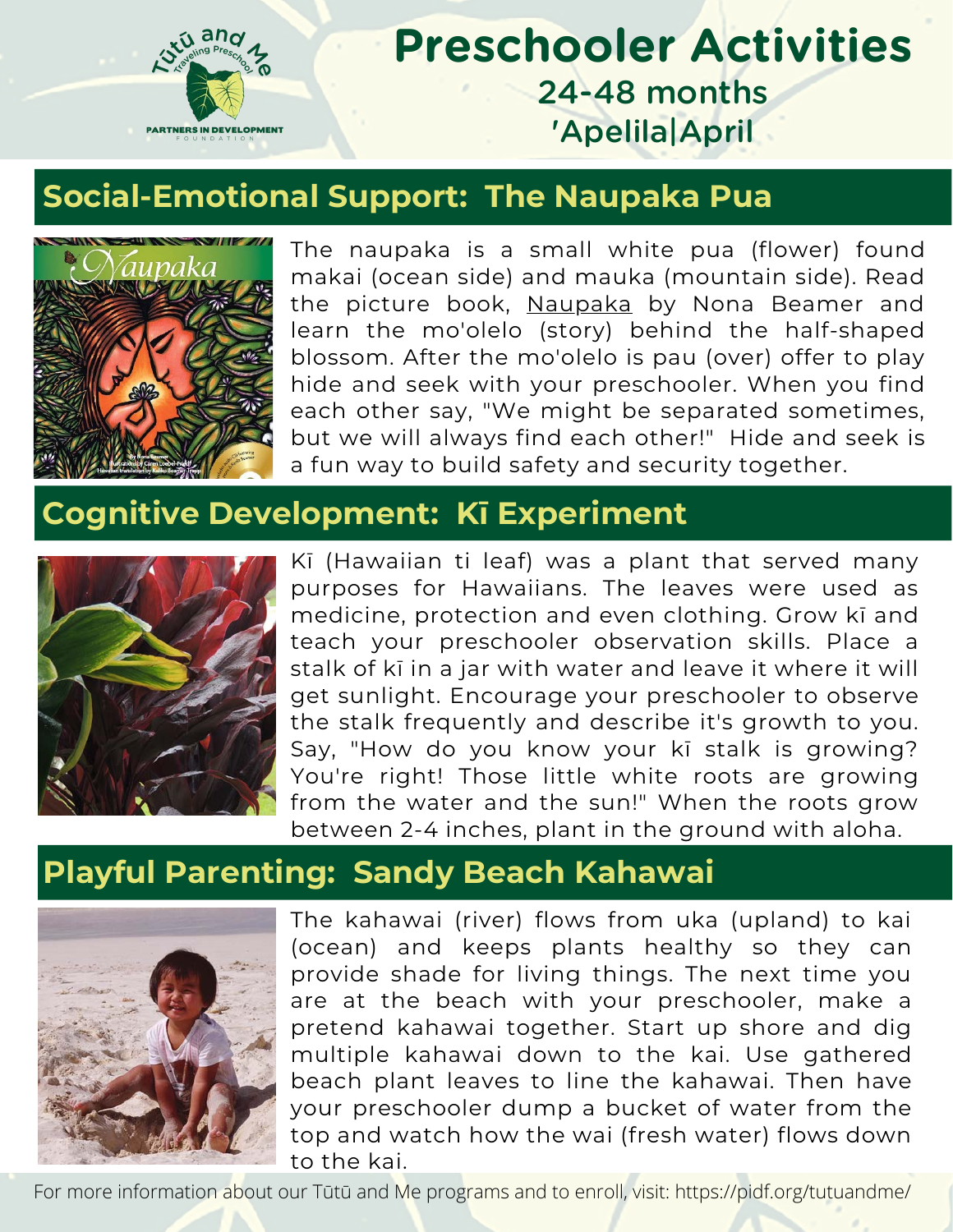# Preschooler Activities

24-48 months

'Apelila|April

## Social-Emotional Support: The Naupaka Pua

The naupaka is a small white pua (flower) found makai (ocean side) and mauka (mountain side). Read the picture book, Naupaka by Nona Beamer and learn the mo'olelo (story) behind the half-shaped blossom. After the mo'olelo is pau (over) offer to play hide and seek with your preschooler. When you find each other say, "We might be separated sometimes, but we will always find each other!" Hide and seek is a fun way to build safety and security together.

## Cognitive Development: Kī Experiment

Kī (Hawaiian ti leaf) was a plant that served many purposes for Hawaiians. The leaves were used as medicine, protection and even clothing. Grow kī and teach your preschooler observation skills. Place a stalk of kī in a jar with water and leave it where it will get sunlight. Encourage your preschooler to observe the stalk frequently and describe it's growth to you. Say, "How do you know your kī stalk is growing? You're right! Those little white roots are growing from the water and the sun!" When the roots grow between 2-4 inches, plant in the ground with aloha.

## Playful Parenting: Sandy Beach Kahawai

The kahawai (river) flows from uka (upland) to kai (ocean) and keeps plants healthy so they can provide shade for living things. The next time you are at the beach with your preschooler, make a pretend kahawai together. Start up shore and dig multiple kahawai down to the kai. Use gathered beach plant leaves to line the kahawai. Then have your preschooler dump a bucket of water from the top and watch how the wai (fresh water) flows down to the kai.

For more information about our Tūtū and Me programs and to enroll, visit: https://pidf.org/tutuandme/